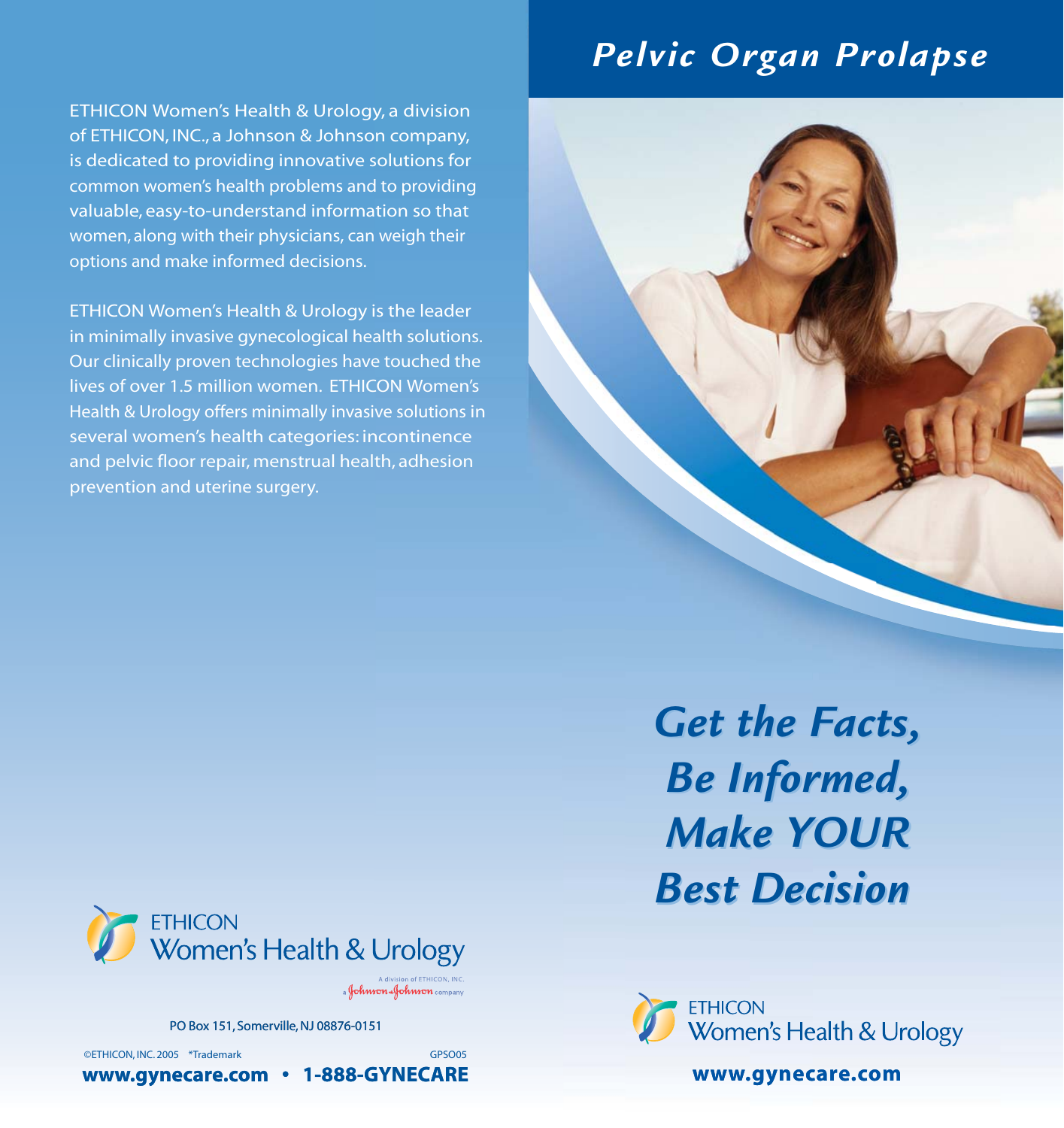# Pelvic Organ Prolapse

## Get the Facts, Be Informed, Make YOUR Best Decision

ETHICON Women's Health & Urology

www.gynecare.com

ETHICON Women's Health & Urology, a division of ETHICON, INC., a Johnson & Johnson company, is dedicated to providing innovative solutions for common women's health problems and to providing valuable, easy-to-understand information so that women, along with their physicians, can weigh their options and make informed decisions.

ETHICON Women's Health & Urology is the leader in minimally invasive gynecological health solutions. Our clinically proven technologies have touched the lives of over 1.5 million women. ETHICON Women's Health & Urology offers minimally invasive solutions in several women's health categories: incontinence and pelvic floor repair, menstrual health, adhesion prevention and uterine surgery.

ETHICON Women's Health & Urology

A division of ETHICON, INC.
a Johnson & Johnson company

PO Box 151, Somerville, NJ 08876-0151

©ETHICON, INC. 2005 *Trademark GPSO05

**www.gynecare.com • 1-888-GYNECARE**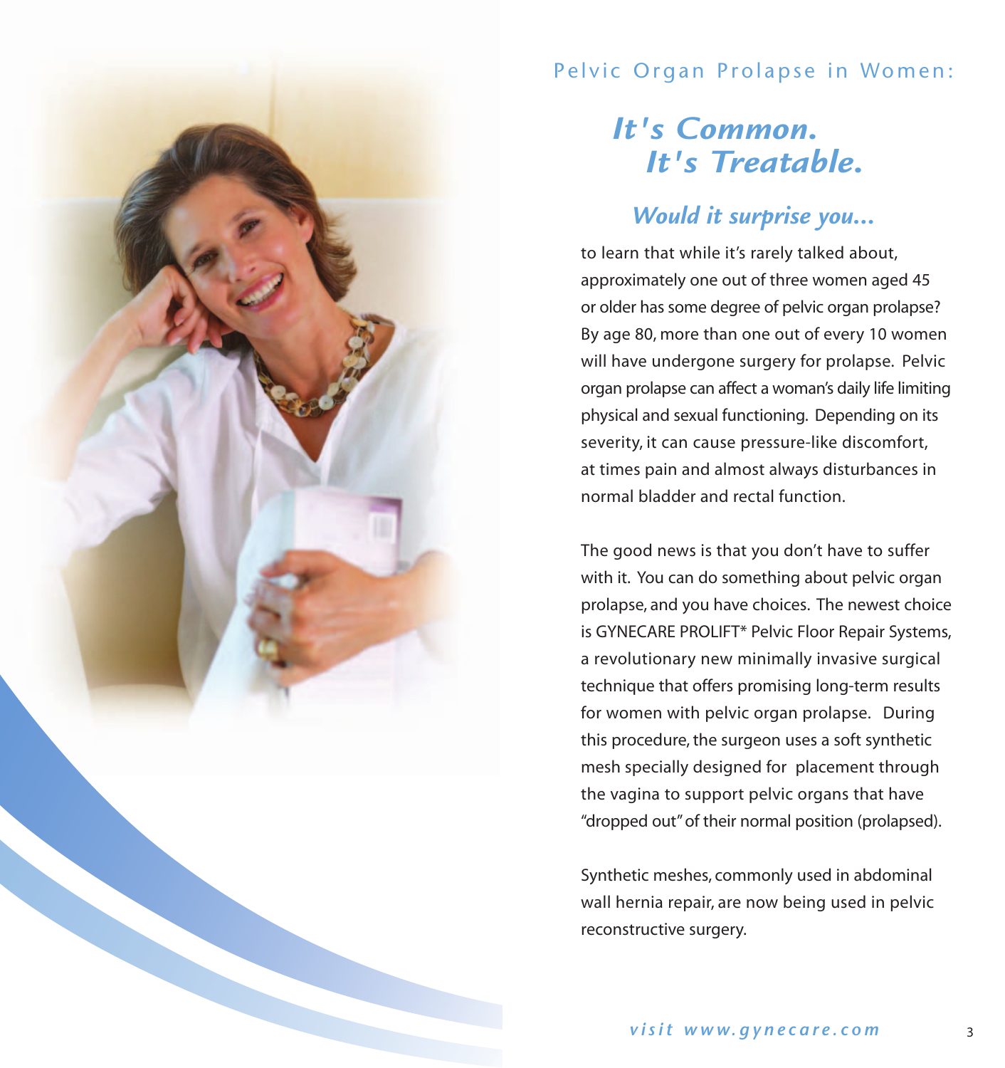Pelvic Organ Prolapse in Women:

# *It's Common. It's Treatable.*

## *Would it surprise you...*

to learn that while it's rarely talked about, approximately one out of three women aged 45 or older has some degree of pelvic organ prolapse? By age 80, more than one out of every 10 women will have undergone surgery for prolapse. Pelvic organ prolapse can affect a woman's daily life limiting physical and sexual functioning. Depending on its severity, it can cause pressure-like discomfort, at times pain and almost always disturbances in normal bladder and rectal function.

The good news is that you don't have to suffer with it. You can do something about pelvic organ prolapse, and you have choices. The newest choice is GYNECARE PROLIFT* Pelvic Floor Repair Systems, a revolutionary new minimally invasive surgical technique that offers promising long-term results for women with pelvic organ prolapse. During this procedure, the surgeon uses a soft synthetic mesh specially designed for placement through the vagina to support pelvic organs that have "dropped out" of their normal position (prolapsed).

Synthetic meshes, commonly used in abdominal wall hernia repair, are now being used in pelvic reconstructive surgery.

*visit www.gynecare.com*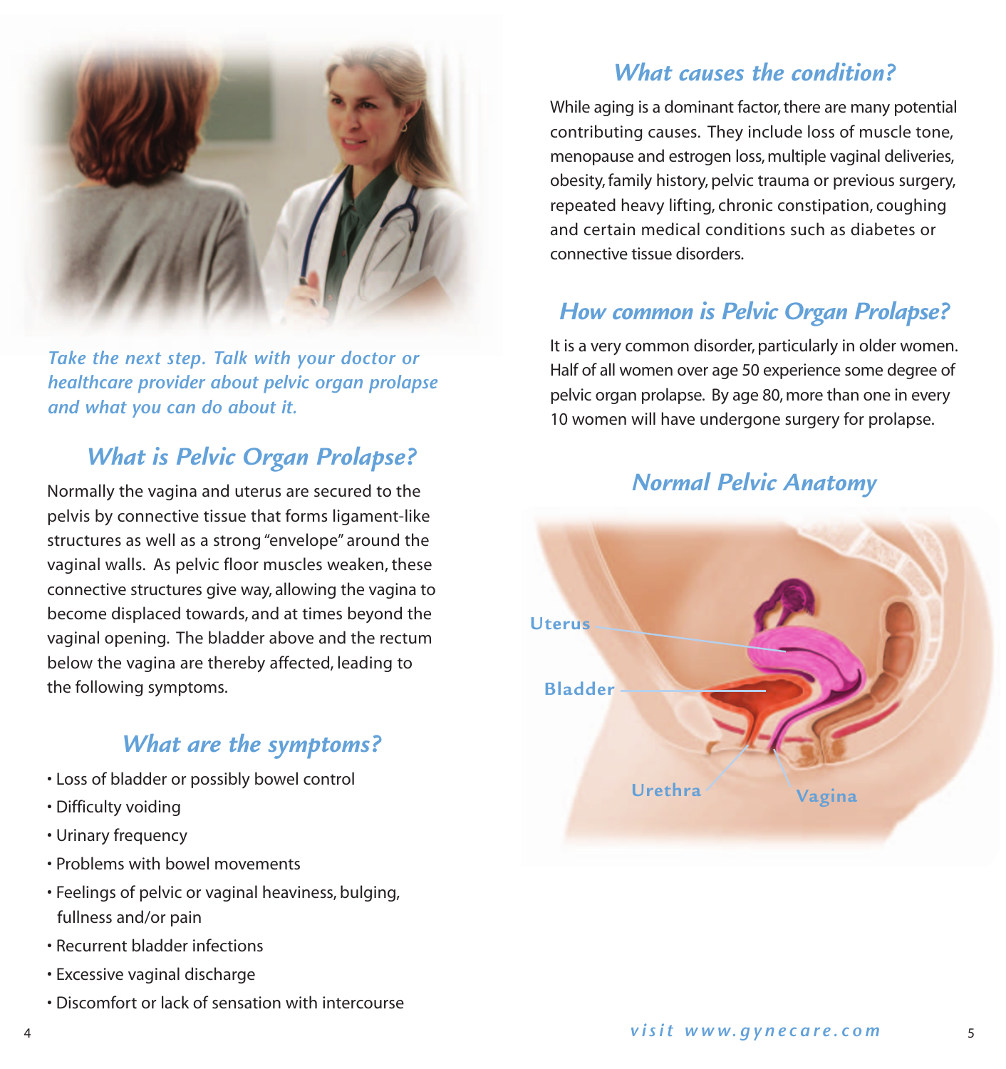*Take the next step. Talk with your doctor or healthcare provider about pelvic organ prolapse and what you can do about it.*

## What is Pelvic Organ Prolapse?

Normally the vagina and uterus are secured to the pelvis by connective tissue that forms ligament-like structures as well as a strong "envelope" around the vaginal walls. As pelvic floor muscles weaken, these connective structures give way, allowing the vagina to become displaced towards, and at times beyond the vaginal opening. The bladder above and the rectum below the vagina are thereby affected, leading to the following symptoms.

## What are the symptoms?

- Loss of bladder or possibly bowel control
- Difficulty voiding
- Urinary frequency
- Problems with bowel movements
- Feelings of pelvic or vaginal heaviness, bulging, fullness and/or pain
- Recurrent bladder infections
- Excessive vaginal discharge
- Discomfort or lack of sensation with intercourse

## What causes the condition?

While aging is a dominant factor, there are many potential contributing causes. They include loss of muscle tone, menopause and estrogen loss, multiple vaginal deliveries, obesity, family history, pelvic trauma or previous surgery, repeated heavy lifting, chronic constipation, coughing and certain medical conditions such as diabetes or connective tissue disorders.

## How common is Pelvic Organ Prolapse?

It is a very common disorder, particularly in older women. Half of all women over age 50 experience some degree of pelvic organ prolapse. By age 80, more than one in every 10 women will have undergone surgery for prolapse.

## Normal Pelvic Anatomy

Uterus

Bladder

Urethra

Vagina

*visit www.gynecare.com*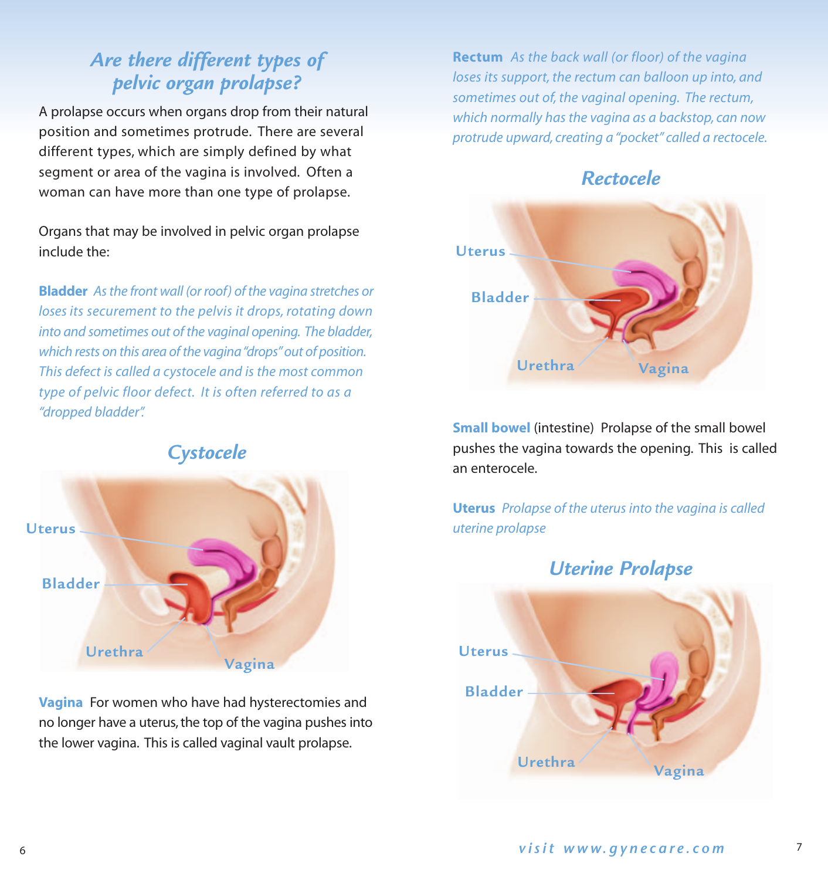## *Are there different types of pelvic organ prolapse?*

A prolapse occurs when organs drop from their natural position and sometimes protrude. There are several different types, which are simply defined by what segment or area of the vagina is involved. Often a woman can have more than one type of prolapse.

Organs that may be involved in pelvic organ prolapse include the:

**Bladder** *As the front wall (or roof) of the vagina stretches or loses its securement to the pelvis it drops, rotating down into and sometimes out of the vaginal opening. The bladder, which rests on this area of the vagina "drops" out of position. This defect is called a cystocele and is the most common type of pelvic floor defect. It is often referred to as a "dropped bladder".*

### *Cystocele*

Uterus
Bladder
Urethra
Vagina

**Vagina** For women who have had hysterectomies and no longer have a uterus, the top of the vagina pushes into the lower vagina. This is called vaginal vault prolapse.

**Rectum** *As the back wall (or floor) of the vagina loses its support, the rectum can balloon up into, and sometimes out of, the vaginal opening. The rectum, which normally has the vagina as a backstop, can now protrude upward, creating a "pocket" called a rectocele.*

### *Rectocele*

Uterus
Bladder
Urethra
Vagina

**Small bowel** (intestine) Prolapse of the small bowel pushes the vagina towards the opening. This is called an enterocele.

**Uterus** *Prolapse of the uterus into the vagina is called uterine prolapse*

### *Uterine Prolapse*

Uterus
Bladder
Urethra
Vagina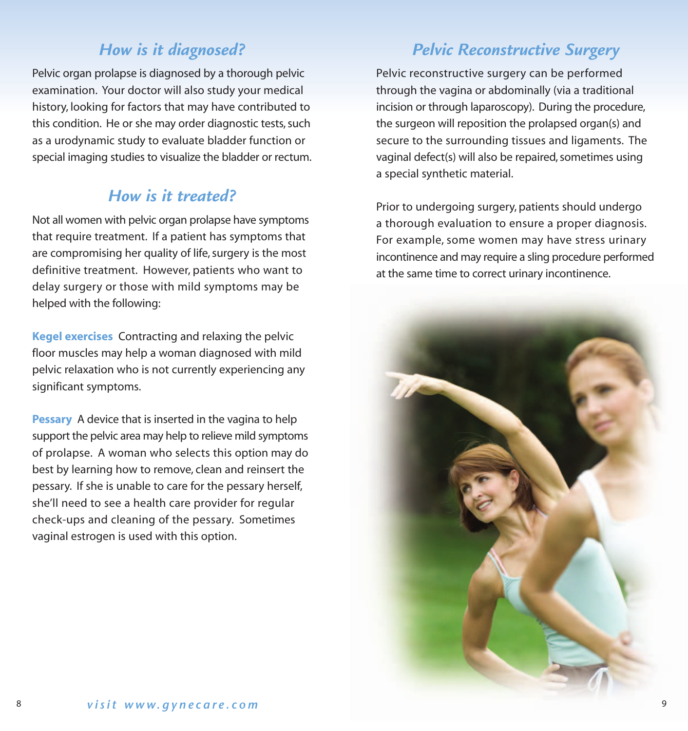## How is it diagnosed?

Pelvic organ prolapse is diagnosed by a thorough pelvic examination. Your doctor will also study your medical history, looking for factors that may have contributed to this condition. He or she may order diagnostic tests, such as a urodynamic study to evaluate bladder function or special imaging studies to visualize the bladder or rectum.

## How is it treated?

Not all women with pelvic organ prolapse have symptoms that require treatment. If a patient has symptoms that are compromising her quality of life, surgery is the most definitive treatment. However, patients who want to delay surgery or those with mild symptoms may be helped with the following:

**Kegel exercises** Contracting and relaxing the pelvic floor muscles may help a woman diagnosed with mild pelvic relaxation who is not currently experiencing any significant symptoms.

**Pessary** A device that is inserted in the vagina to help support the pelvic area may help to relieve mild symptoms of prolapse. A woman who selects this option may do best by learning how to remove, clean and reinsert the pessary. If she is unable to care for the pessary herself, she'll need to see a health care provider for regular check-ups and cleaning of the pessary. Sometimes vaginal estrogen is used with this option.

## Pelvic Reconstructive Surgery

Pelvic reconstructive surgery can be performed through the vagina or abdominally (via a traditional incision or through laparoscopy). During the procedure, the surgeon will reposition the prolapsed organ(s) and secure to the surrounding tissues and ligaments. The vaginal defect(s) will also be repaired, sometimes using a special synthetic material.

Prior to undergoing surgery, patients should undergo a thorough evaluation to ensure a proper diagnosis. For example, some women may have stress urinary incontinence and may require a sling procedure performed at the same time to correct urinary incontinence.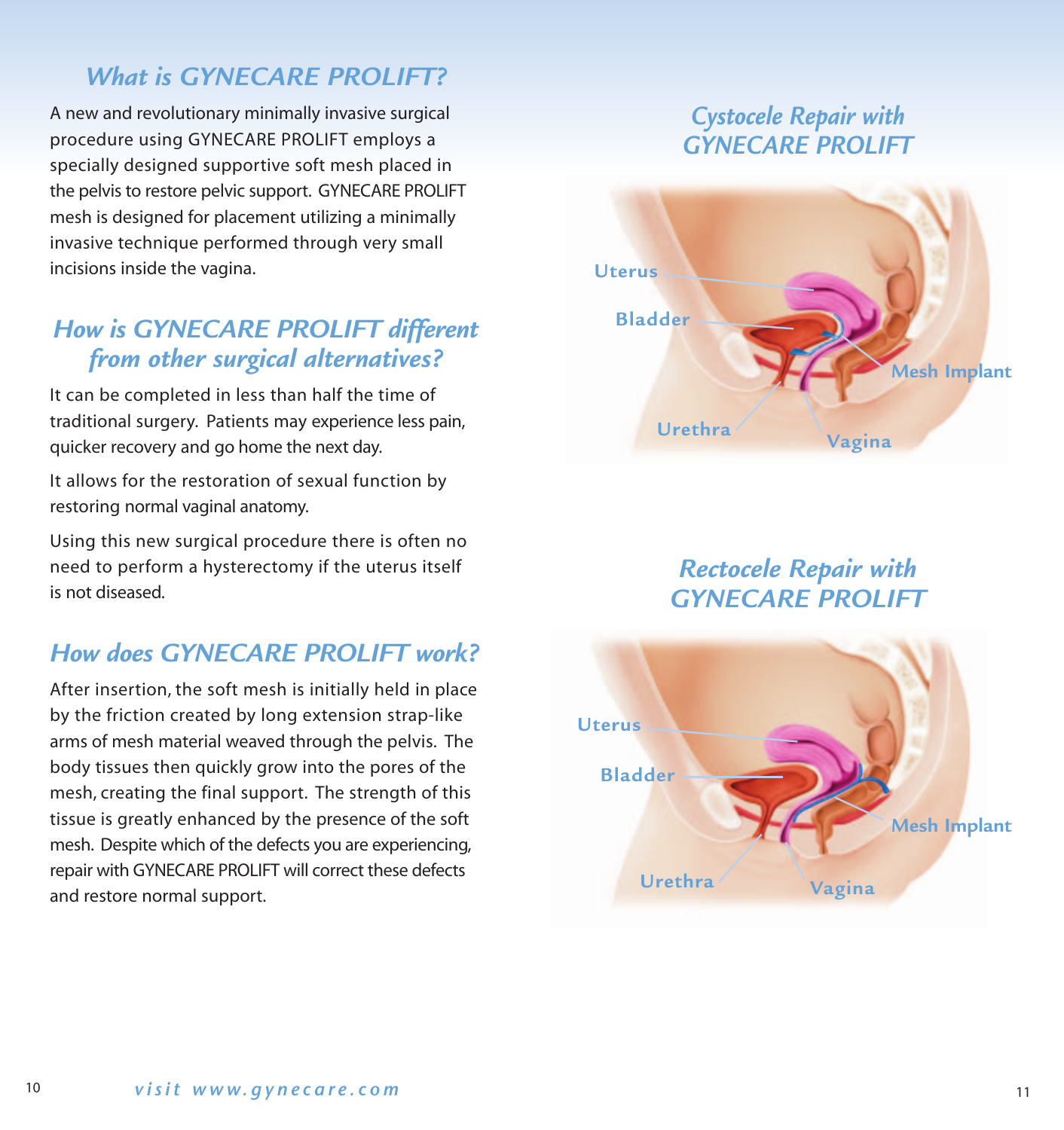## *What is GYNECARE PROLIFT?*

A new and revolutionary minimally invasive surgical procedure using GYNECARE PROLIFT employs a specially designed supportive soft mesh placed in the pelvis to restore pelvic support. GYNECARE PROLIFT mesh is designed for placement utilizing a minimally invasive technique performed through very small incisions inside the vagina.

## *How is GYNECARE PROLIFT different from other surgical alternatives?*

It can be completed in less than half the time of traditional surgery. Patients may experience less pain, quicker recovery and go home the next day.

It allows for the restoration of sexual function by restoring normal vaginal anatomy.

Using this new surgical procedure there is often no need to perform a hysterectomy if the uterus itself is not diseased.

## *How does GYNECARE PROLIFT work?*

After insertion, the soft mesh is initially held in place by the friction created by long extension strap-like arms of mesh material weaved through the pelvis. The body tissues then quickly grow into the pores of the mesh, creating the final support. The strength of this tissue is greatly enhanced by the presence of the soft mesh. Despite which of the defects you are experiencing, repair with GYNECARE PROLIFT will correct these defects and restore normal support.

### *Cystocele Repair with GYNECARE PROLIFT*

Uterus
Bladder
Mesh Implant
Urethra
Vagina

### *Rectocele Repair with GYNECARE PROLIFT*

Uterus
Bladder
Mesh Implant
Urethra
Vagina

*visit www.gynecare.com*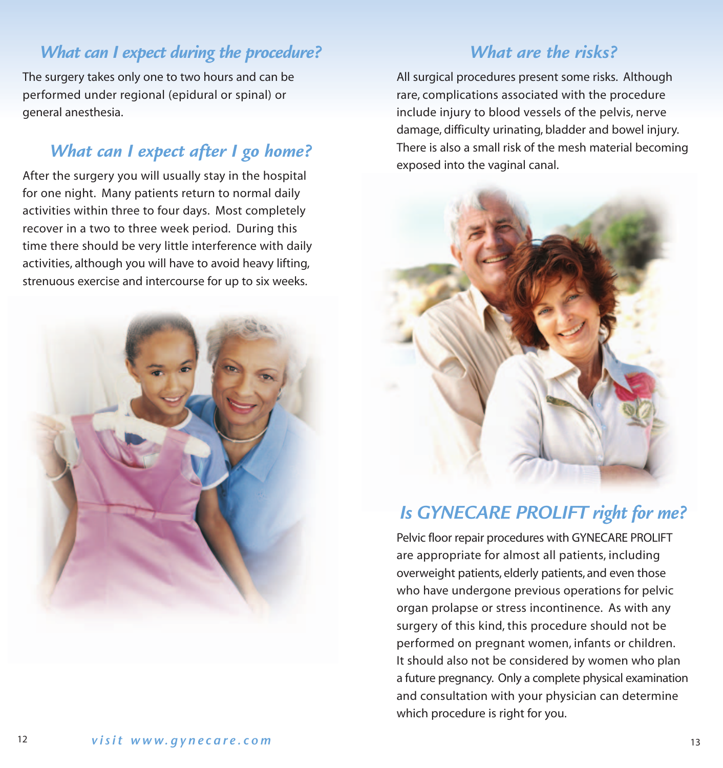## *What can I expect during the procedure?*

The surgery takes only one to two hours and can be performed under regional (epidural or spinal) or general anesthesia.

## *What can I expect after I go home?*

After the surgery you will usually stay in the hospital for one night. Many patients return to normal daily activities within three to four days. Most completely recover in a two to three week period. During this time there should be very little interference with daily activities, although you will have to avoid heavy lifting, strenuous exercise and intercourse for up to six weeks.

## *What are the risks?*

All surgical procedures present some risks. Although rare, complications associated with the procedure include injury to blood vessels of the pelvis, nerve damage, difficulty urinating, bladder and bowel injury. There is also a small risk of the mesh material becoming exposed into the vaginal canal.

## *Is GYNECARE PROLIFT right for me?*

Pelvic floor repair procedures with GYNECARE PROLIFT are appropriate for almost all patients, including overweight patients, elderly patients, and even those who have undergone previous operations for pelvic organ prolapse or stress incontinence. As with any surgery of this kind, this procedure should not be performed on pregnant women, infants or children. It should also not be considered by women who plan a future pregnancy. Only a complete physical examination and consultation with your physician can determine which procedure is right for you.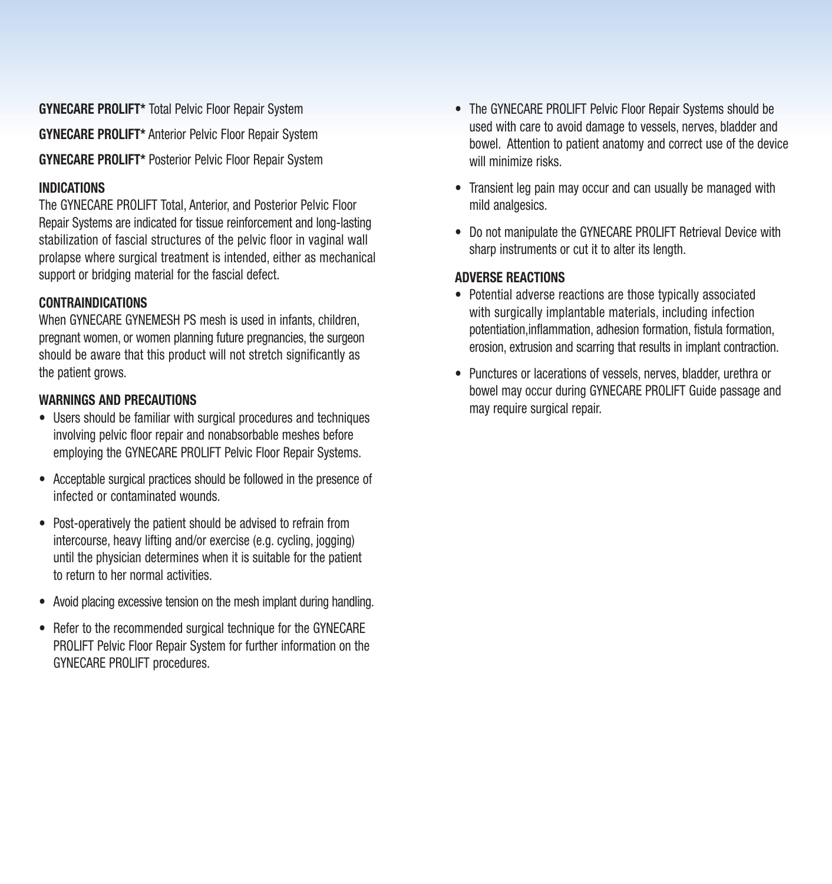**GYNECARE PROLIFT*** Total Pelvic Floor Repair System

**GYNECARE PROLIFT*** Anterior Pelvic Floor Repair System

**GYNECARE PROLIFT*** Posterior Pelvic Floor Repair System

**INDICATIONS**

The GYNECARE PROLIFT Total, Anterior, and Posterior Pelvic Floor Repair Systems are indicated for tissue reinforcement and long-lasting stabilization of fascial structures of the pelvic floor in vaginal wall prolapse where surgical treatment is intended, either as mechanical support or bridging material for the fascial defect.

**CONTRAINDICATIONS**

When GYNECARE GYNEMESH PS mesh is used in infants, children, pregnant women, or women planning future pregnancies, the surgeon should be aware that this product will not stretch significantly as the patient grows.

**WARNINGS AND PRECAUTIONS**

- Users should be familiar with surgical procedures and techniques involving pelvic floor repair and nonabsorbable meshes before employing the GYNECARE PROLIFT Pelvic Floor Repair Systems.
- Acceptable surgical practices should be followed in the presence of infected or contaminated wounds.
- Post-operatively the patient should be advised to refrain from intercourse, heavy lifting and/or exercise (e.g. cycling, jogging) until the physician determines when it is suitable for the patient to return to her normal activities.
- Avoid placing excessive tension on the mesh implant during handling.
- Refer to the recommended surgical technique for the GYNECARE PROLIFT Pelvic Floor Repair System for further information on the GYNECARE PROLIFT procedures.
- The GYNECARE PROLIFT Pelvic Floor Repair Systems should be used with care to avoid damage to vessels, nerves, bladder and bowel. Attention to patient anatomy and correct use of the device will minimize risks.
- Transient leg pain may occur and can usually be managed with mild analgesics.
- Do not manipulate the GYNECARE PROLIFT Retrieval Device with sharp instruments or cut it to alter its length.

**ADVERSE REACTIONS**

- Potential adverse reactions are those typically associated with surgically implantable materials, including infection potentiation,inflammation, adhesion formation, fistula formation, erosion, extrusion and scarring that results in implant contraction.
- Punctures or lacerations of vessels, nerves, bladder, urethra or bowel may occur during GYNECARE PROLIFT Guide passage and may require surgical repair.